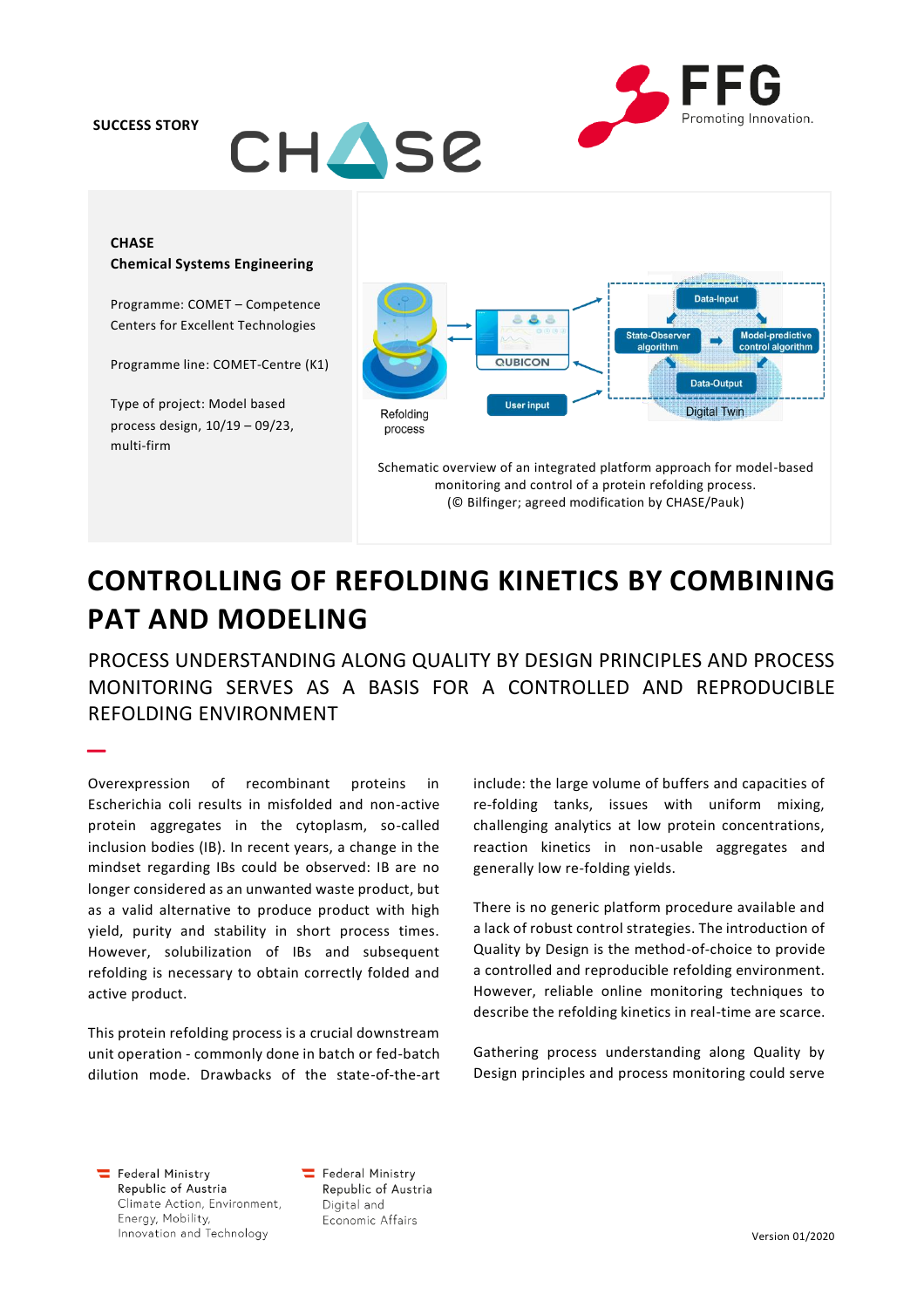SUCCESS STORY

**CHASE**
**Chemical Systems Engineering**

Programme: COMET – Competence Centers for Excellent Technologies

Programme line: COMET-Centre (K1)

Type of project: Model based process design, 10/19 – 09/23, multi-firm

Schematic overview of an integrated platform approach for model-based monitoring and control of a protein refolding process.
(© Bilfinger; agreed modification by CHASE/Pauk)

# CONTROLLING OF REFOLDING KINETICS BY COMBINING PAT AND MODELING

## PROCESS UNDERSTANDING ALONG QUALITY BY DESIGN PRINCIPLES AND PROCESS MONITORING SERVES AS A BASIS FOR A CONTROLLED AND REPRODUCIBLE REFOLDING ENVIRONMENT

Overexpression of recombinant proteins in Escherichia coli results in misfolded and non-active protein aggregates in the cytoplasm, so-called inclusion bodies (IB). In recent years, a change in the mindset regarding IBs could be observed: IB are no longer considered as an unwanted waste product, but as a valid alternative to produce product with high yield, purity and stability in short process times. However, solubilization of IBs and subsequent refolding is necessary to obtain correctly folded and active product.

This protein refolding process is a crucial downstream unit operation - commonly done in batch or fed-batch dilution mode. Drawbacks of the state-of-the-art include: the large volume of buffers and capacities of re-folding tanks, issues with uniform mixing, challenging analytics at low protein concentrations, reaction kinetics in non-usable aggregates and generally low re-folding yields.

There is no generic platform procedure available and a lack of robust control strategies. The introduction of Quality by Design is the method-of-choice to provide a controlled and reproducible refolding environment. However, reliable online monitoring techniques to describe the refolding kinetics in real-time are scarce.

Gathering process understanding along Quality by Design principles and process monitoring could serve

Federal Ministry Republic of Austria Climate Action, Environment, Energy, Mobility, Innovation and Technology

Federal Ministry Republic of Austria Digital and Economic Affairs

Version 01/2020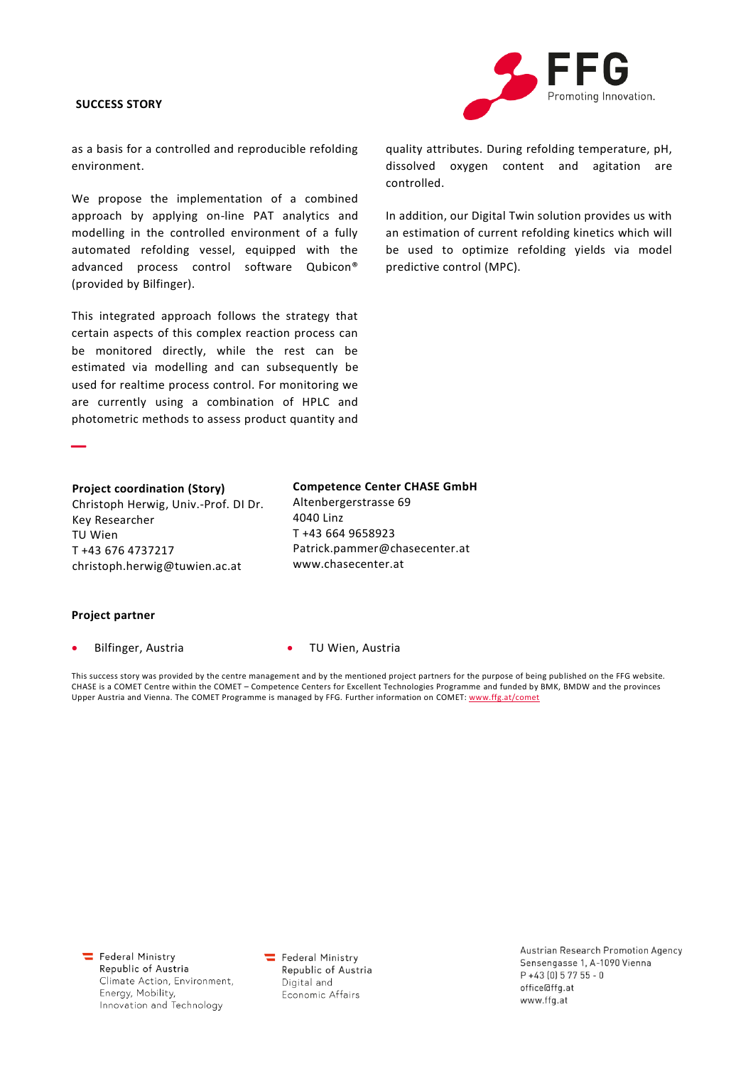as a basis for a controlled and reproducible refolding environment.

We propose the implementation of a combined approach by applying on-line PAT analytics and modelling in the controlled environment of a fully automated refolding vessel, equipped with the advanced process control software Qubicon® (provided by Bilfinger).

This integrated approach follows the strategy that certain aspects of this complex reaction process can be monitored directly, while the rest can be estimated via modelling and can subsequently be used for realtime process control. For monitoring we are currently using a combination of HPLC and photometric methods to assess product quantity and quality attributes. During refolding temperature, pH, dissolved oxygen content and agitation are controlled.

In addition, our Digital Twin solution provides us with an estimation of current refolding kinetics which will be used to optimize refolding yields via model predictive control (MPC).

**Project coordination (Story)**
Christoph Herwig, Univ.-Prof. DI Dr.
Key Researcher
TU Wien
T +43 676 4737217
christoph.herwig@tuwien.ac.at

**Competence Center CHASE GmbH**
Altenbergerstrasse 69
4040 Linz
T +43 664 9658923
Patrick.pammer@chasecenter.at
www.chasecenter.at

**Project partner**

- Bilfinger, Austria
- TU Wien, Austria

This success story was provided by the centre management and by the mentioned project partners for the purpose of being published on the FFG website. CHASE is a COMET Centre within the COMET – Competence Centers for Excellent Technologies Programme and funded by BMK, BMDW and the provinces Upper Austria and Vienna. The COMET Programme is managed by FFG. Further information on COMET: www.ffg.at/comet

Federal Ministry Republic of Austria Climate Action, Environment, Energy, Mobility, Innovation and Technology

Federal Ministry Republic of Austria Digital and Economic Affairs

Austrian Research Promotion Agency
Sensengasse 1, A-1090 Vienna
P +43 (0) 5 77 55 - 0
office@ffg.at
www.ffg.at